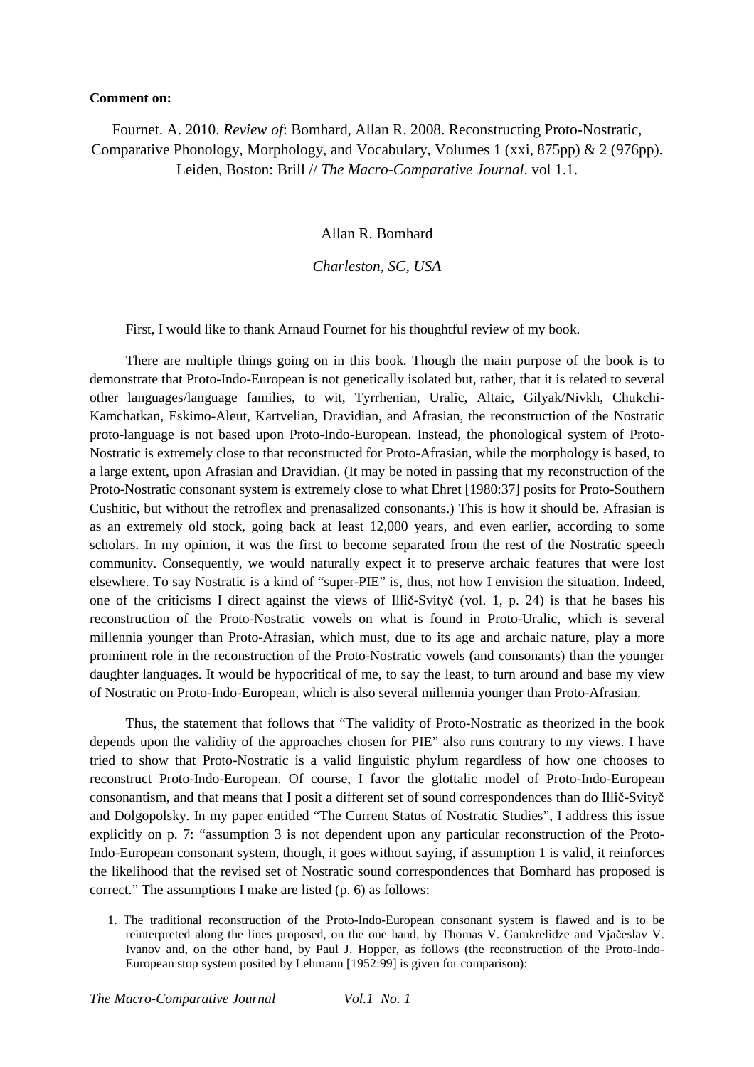**Comment on:**

Fournet. A. 2010. *Review of*: Bomhard, Allan R. 2008. Reconstructing Proto-Nostratic, Comparative Phonology, Morphology, and Vocabulary, Volumes 1 (xxi, 875pp) & 2 (976pp). Leiden, Boston: Brill // *The Macro-Comparative Journal*. vol 1.1.

Allan R. Bomhard

*Charleston, SC, USA*

First, I would like to thank Arnaud Fournet for his thoughtful review of my book.

There are multiple things going on in this book. Though the main purpose of the book is to demonstrate that Proto-Indo-European is not genetically isolated but, rather, that it is related to several other languages/language families, to wit, Tyrrhenian, Uralic, Altaic, Gilyak/Nivkh, Chukchi-Kamchatkan, Eskimo-Aleut, Kartvelian, Dravidian, and Afrasian, the reconstruction of the Nostratic proto-language is not based upon Proto-Indo-European. Instead, the phonological system of Proto-Nostratic is extremely close to that reconstructed for Proto-Afrasian, while the morphology is based, to a large extent, upon Afrasian and Dravidian. (It may be noted in passing that my reconstruction of the Proto-Nostratic consonant system is extremely close to what Ehret [1980:37] posits for Proto-Southern Cushitic, but without the retroflex and prenasalized consonants.) This is how it should be. Afrasian is as an extremely old stock, going back at least 12,000 years, and even earlier, according to some scholars. In my opinion, it was the first to become separated from the rest of the Nostratic speech community. Consequently, we would naturally expect it to preserve archaic features that were lost elsewhere. To say Nostratic is a kind of "super-PIE" is, thus, not how I envision the situation. Indeed, one of the criticisms I direct against the views of Illič-Svityč (vol. 1, p. 24) is that he bases his reconstruction of the Proto-Nostratic vowels on what is found in Proto-Uralic, which is several millennia younger than Proto-Afrasian, which must, due to its age and archaic nature, play a more prominent role in the reconstruction of the Proto-Nostratic vowels (and consonants) than the younger daughter languages. It would be hypocritical of me, to say the least, to turn around and base my view of Nostratic on Proto-Indo-European, which is also several millennia younger than Proto-Afrasian.

Thus, the statement that follows that "The validity of Proto-Nostratic as theorized in the book depends upon the validity of the approaches chosen for PIE" also runs contrary to my views. I have tried to show that Proto-Nostratic is a valid linguistic phylum regardless of how one chooses to reconstruct Proto-Indo-European. Of course, I favor the glottalic model of Proto-Indo-European consonantism, and that means that I posit a different set of sound correspondences than do Illič-Svityč and Dolgopolsky. In my paper entitled "The Current Status of Nostratic Studies", I address this issue explicitly on p. 7: "assumption 3 is not dependent upon any particular reconstruction of the Proto-Indo-European consonant system, though, it goes without saying, if assumption 1 is valid, it reinforces the likelihood that the revised set of Nostratic sound correspondences that Bomhard has proposed is correct." The assumptions I make are listed (p. 6) as follows:

1. The traditional reconstruction of the Proto-Indo-European consonant system is flawed and is to be reinterpreted along the lines proposed, on the one hand, by Thomas V. Gamkrelidze and Vjačeslav V. Ivanov and, on the other hand, by Paul J. Hopper, as follows (the reconstruction of the Proto-Indo-European stop system posited by Lehmann [1952:99] is given for comparison):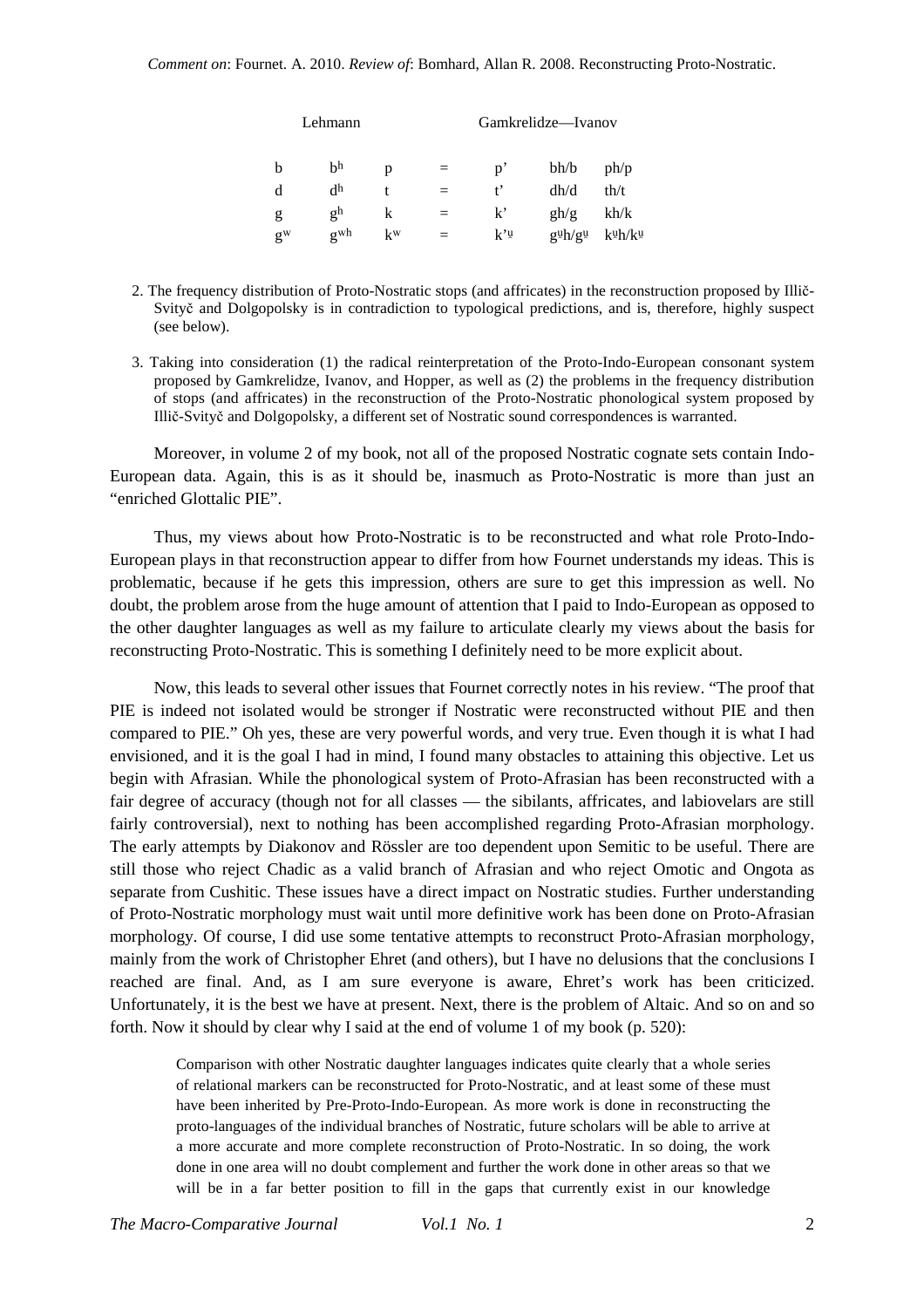| Lehmann | | | | Gamkrelidze—Ivanov | | |
|---|---|---|---|---|---|---|
| b | bʰ | p | = | p’ | bh/b | ph/p |
| d | dʰ | t | = | t’ | dh/d | th/t |
| g | gʰ | k | = | k’ | gh/g | kh/k |
| gʷ | gʷʰ | kʷ | = | k’ᵘ̯ | gᵘ̯h/gᵘ̯ | kᵘ̯h/kᵘ̯ |

2. The frequency distribution of Proto-Nostratic stops (and affricates) in the reconstruction proposed by Illič-Svityč and Dolgopolsky is in contradiction to typological predictions, and is, therefore, highly suspect (see below).

3. Taking into consideration (1) the radical reinterpretation of the Proto-Indo-European consonant system proposed by Gamkrelidze, Ivanov, and Hopper, as well as (2) the problems in the frequency distribution of stops (and affricates) in the reconstruction of the Proto-Nostratic phonological system proposed by Illič-Svityč and Dolgopolsky, a different set of Nostratic sound correspondences is warranted.

Moreover, in volume 2 of my book, not all of the proposed Nostratic cognate sets contain Indo-European data. Again, this is as it should be, inasmuch as Proto-Nostratic is more than just an "enriched Glottalic PIE".

Thus, my views about how Proto-Nostratic is to be reconstructed and what role Proto-Indo-European plays in that reconstruction appear to differ from how Fournet understands my ideas. This is problematic, because if he gets this impression, others are sure to get this impression as well. No doubt, the problem arose from the huge amount of attention that I paid to Indo-European as opposed to the other daughter languages as well as my failure to articulate clearly my views about the basis for reconstructing Proto-Nostratic. This is something I definitely need to be more explicit about.

Now, this leads to several other issues that Fournet correctly notes in his review. "The proof that PIE is indeed not isolated would be stronger if Nostratic were reconstructed without PIE and then compared to PIE." Oh yes, these are very powerful words, and very true. Even though it is what I had envisioned, and it is the goal I had in mind, I found many obstacles to attaining this objective. Let us begin with Afrasian. While the phonological system of Proto-Afrasian has been reconstructed with a fair degree of accuracy (though not for all classes — the sibilants, affricates, and labiovelars are still fairly controversial), next to nothing has been accomplished regarding Proto-Afrasian morphology. The early attempts by Diakonov and Rössler are too dependent upon Semitic to be useful. There are still those who reject Chadic as a valid branch of Afrasian and who reject Omotic and Ongota as separate from Cushitic. These issues have a direct impact on Nostratic studies. Further understanding of Proto-Nostratic morphology must wait until more definitive work has been done on Proto-Afrasian morphology. Of course, I did use some tentative attempts to reconstruct Proto-Afrasian morphology, mainly from the work of Christopher Ehret (and others), but I have no delusions that the conclusions I reached are final. And, as I am sure everyone is aware, Ehret's work has been criticized. Unfortunately, it is the best we have at present. Next, there is the problem of Altaic. And so on and so forth. Now it should by clear why I said at the end of volume 1 of my book (p. 520):

> Comparison with other Nostratic daughter languages indicates quite clearly that a whole series of relational markers can be reconstructed for Proto-Nostratic, and at least some of these must have been inherited by Pre-Proto-Indo-European. As more work is done in reconstructing the proto-languages of the individual branches of Nostratic, future scholars will be able to arrive at a more accurate and more complete reconstruction of Proto-Nostratic. In so doing, the work done in one area will no doubt complement and further the work done in other areas so that we will be in a far better position to fill in the gaps that currently exist in our knowledge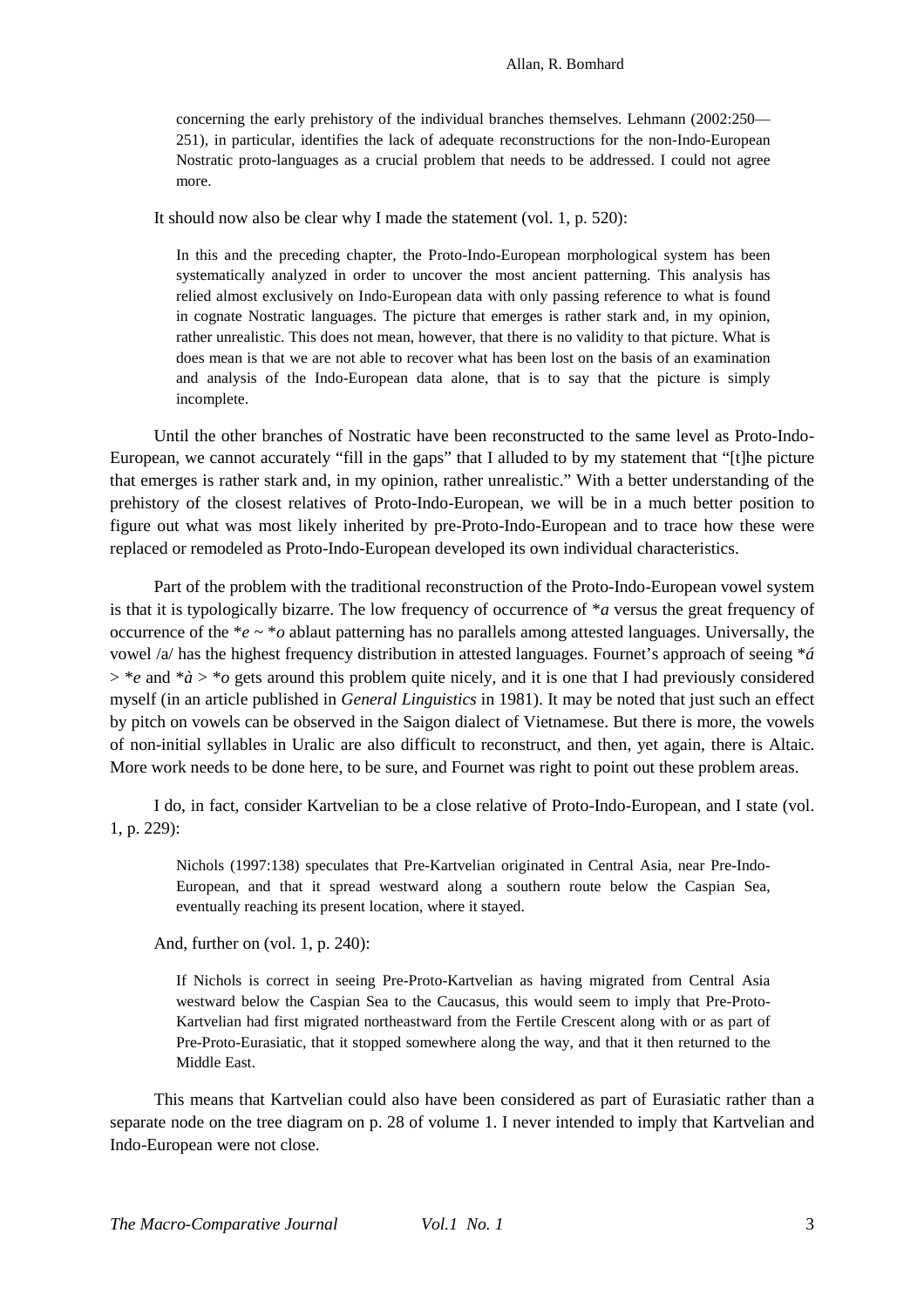> concerning the early prehistory of the individual branches themselves. Lehmann (2002:250—251), in particular, identifies the lack of adequate reconstructions for the non-Indo-European Nostratic proto-languages as a crucial problem that needs to be addressed. I could not agree more.

It should now also be clear why I made the statement (vol. 1, p. 520):

> In this and the preceding chapter, the Proto-Indo-European morphological system has been systematically analyzed in order to uncover the most ancient patterning. This analysis has relied almost exclusively on Indo-European data with only passing reference to what is found in cognate Nostratic languages. The picture that emerges is rather stark and, in my opinion, rather unrealistic. This does not mean, however, that there is no validity to that picture. What is does mean is that we are not able to recover what has been lost on the basis of an examination and analysis of the Indo-European data alone, that is to say that the picture is simply incomplete.

Until the other branches of Nostratic have been reconstructed to the same level as Proto-Indo-European, we cannot accurately "fill in the gaps" that I alluded to by my statement that "[t]he picture that emerges is rather stark and, in my opinion, rather unrealistic." With a better understanding of the prehistory of the closest relatives of Proto-Indo-European, we will be in a much better position to figure out what was most likely inherited by pre-Proto-Indo-European and to trace how these were replaced or remodeled as Proto-Indo-European developed its own individual characteristics.

Part of the problem with the traditional reconstruction of the Proto-Indo-European vowel system is that it is typologically bizarre. The low frequency of occurrence of *\*a* versus the great frequency of occurrence of the *\*e* ~ *\*o* ablaut patterning has no parallels among attested languages. Universally, the vowel /a/ has the highest frequency distribution in attested languages. Fournet's approach of seeing *\*á* > *\*e* and *\*à* > *\*o* gets around this problem quite nicely, and it is one that I had previously considered myself (in an article published in *General Linguistics* in 1981). It may be noted that just such an effect by pitch on vowels can be observed in the Saigon dialect of Vietnamese. But there is more, the vowels of non-initial syllables in Uralic are also difficult to reconstruct, and then, yet again, there is Altaic. More work needs to be done here, to be sure, and Fournet was right to point out these problem areas.

I do, in fact, consider Kartvelian to be a close relative of Proto-Indo-European, and I state (vol. 1, p. 229):

> Nichols (1997:138) speculates that Pre-Kartvelian originated in Central Asia, near Pre-Indo-European, and that it spread westward along a southern route below the Caspian Sea, eventually reaching its present location, where it stayed.

And, further on (vol. 1, p. 240):

> If Nichols is correct in seeing Pre-Proto-Kartvelian as having migrated from Central Asia westward below the Caspian Sea to the Caucasus, this would seem to imply that Pre-Proto-Kartvelian had first migrated northeastward from the Fertile Crescent along with or as part of Pre-Proto-Eurasiatic, that it stopped somewhere along the way, and that it then returned to the Middle East.

This means that Kartvelian could also have been considered as part of Eurasiatic rather than a separate node on the tree diagram on p. 28 of volume 1. I never intended to imply that Kartvelian and Indo-European were not close.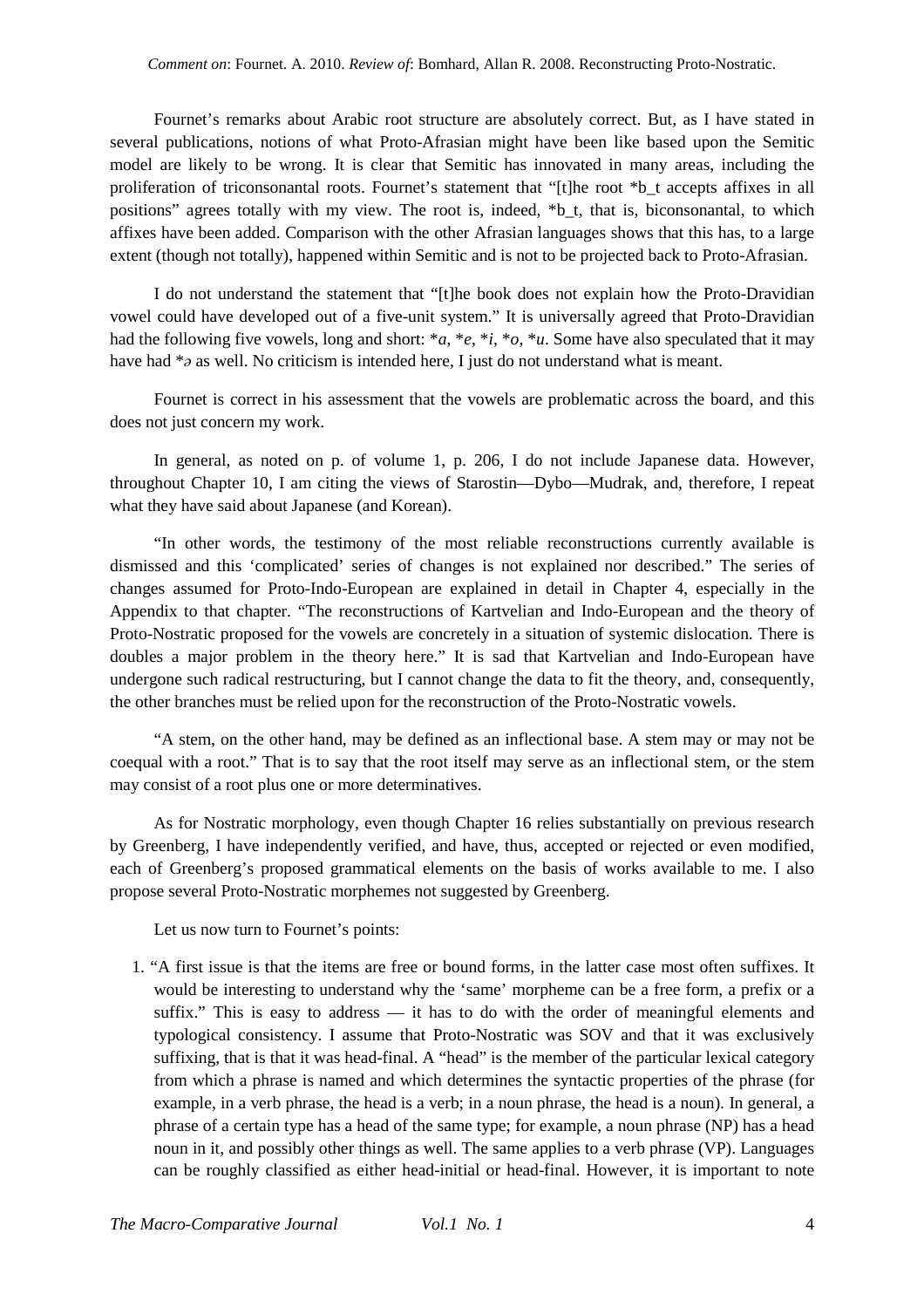Fournet's remarks about Arabic root structure are absolutely correct. But, as I have stated in several publications, notions of what Proto-Afrasian might have been like based upon the Semitic model are likely to be wrong. It is clear that Semitic has innovated in many areas, including the proliferation of triconsonantal roots. Fournet's statement that "[t]he root *b_t accepts affixes in all positions" agrees totally with my view. The root is, indeed, *b_t, that is, biconsonantal, to which affixes have been added. Comparison with the other Afrasian languages shows that this has, to a large extent (though not totally), happened within Semitic and is not to be projected back to Proto-Afrasian.

I do not understand the statement that "[t]he book does not explain how the Proto-Dravidian vowel could have developed out of a five-unit system." It is universally agreed that Proto-Dravidian had the following five vowels, long and short: **a*, **e*, **i*, **o*, **u*. Some have also speculated that it may have had **ə* as well. No criticism is intended here, I just do not understand what is meant.

Fournet is correct in his assessment that the vowels are problematic across the board, and this does not just concern my work.

In general, as noted on p. of volume 1, p. 206, I do not include Japanese data. However, throughout Chapter 10, I am citing the views of Starostin—Dybo—Mudrak, and, therefore, I repeat what they have said about Japanese (and Korean).

"In other words, the testimony of the most reliable reconstructions currently available is dismissed and this 'complicated' series of changes is not explained nor described." The series of changes assumed for Proto-Indo-European are explained in detail in Chapter 4, especially in the Appendix to that chapter. "The reconstructions of Kartvelian and Indo-European and the theory of Proto-Nostratic proposed for the vowels are concretely in a situation of systemic dislocation. There is doubles a major problem in the theory here." It is sad that Kartvelian and Indo-European have undergone such radical restructuring, but I cannot change the data to fit the theory, and, consequently, the other branches must be relied upon for the reconstruction of the Proto-Nostratic vowels.

"A stem, on the other hand, may be defined as an inflectional base. A stem may or may not be coequal with a root." That is to say that the root itself may serve as an inflectional stem, or the stem may consist of a root plus one or more determinatives.

As for Nostratic morphology, even though Chapter 16 relies substantially on previous research by Greenberg, I have independently verified, and have, thus, accepted or rejected or even modified, each of Greenberg's proposed grammatical elements on the basis of works available to me. I also propose several Proto-Nostratic morphemes not suggested by Greenberg.

Let us now turn to Fournet's points:

1. "A first issue is that the items are free or bound forms, in the latter case most often suffixes. It would be interesting to understand why the 'same' morpheme can be a free form, a prefix or a suffix." This is easy to address — it has to do with the order of meaningful elements and typological consistency. I assume that Proto-Nostratic was SOV and that it was exclusively suffixing, that is that it was head-final. A "head" is the member of the particular lexical category from which a phrase is named and which determines the syntactic properties of the phrase (for example, in a verb phrase, the head is a verb; in a noun phrase, the head is a noun). In general, a phrase of a certain type has a head of the same type; for example, a noun phrase (NP) has a head noun in it, and possibly other things as well. The same applies to a verb phrase (VP). Languages can be roughly classified as either head-initial or head-final. However, it is important to note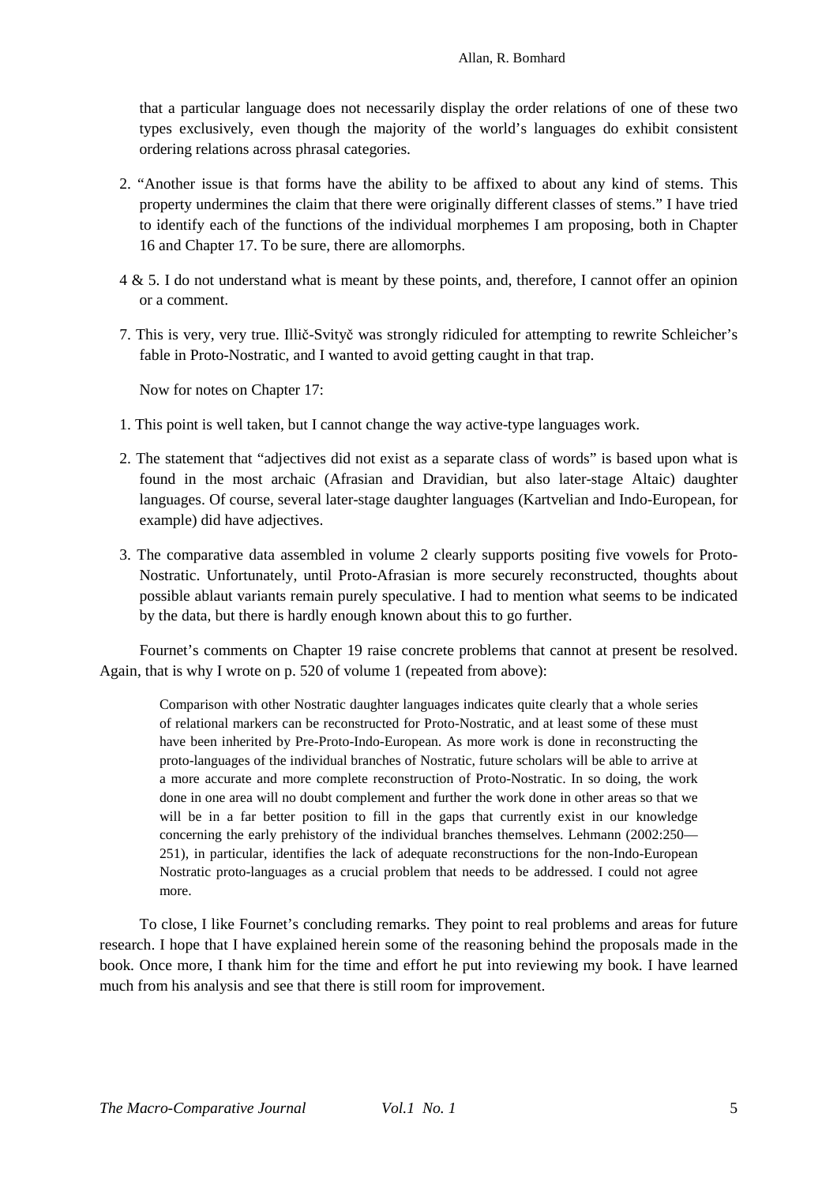that a particular language does not necessarily display the order relations of one of these two types exclusively, even though the majority of the world's languages do exhibit consistent ordering relations across phrasal categories.

2. "Another issue is that forms have the ability to be affixed to about any kind of stems. This property undermines the claim that there were originally different classes of stems." I have tried to identify each of the functions of the individual morphemes I am proposing, both in Chapter 16 and Chapter 17. To be sure, there are allomorphs.

4 & 5. I do not understand what is meant by these points, and, therefore, I cannot offer an opinion or a comment.

7. This is very, very true. Illič-Svityč was strongly ridiculed for attempting to rewrite Schleicher's fable in Proto-Nostratic, and I wanted to avoid getting caught in that trap.

Now for notes on Chapter 17:

1. This point is well taken, but I cannot change the way active-type languages work.

2. The statement that "adjectives did not exist as a separate class of words" is based upon what is found in the most archaic (Afrasian and Dravidian, but also later-stage Altaic) daughter languages. Of course, several later-stage daughter languages (Kartvelian and Indo-European, for example) did have adjectives.

3. The comparative data assembled in volume 2 clearly supports positing five vowels for Proto-Nostratic. Unfortunately, until Proto-Afrasian is more securely reconstructed, thoughts about possible ablaut variants remain purely speculative. I had to mention what seems to be indicated by the data, but there is hardly enough known about this to go further.

Fournet's comments on Chapter 19 raise concrete problems that cannot at present be resolved. Again, that is why I wrote on p. 520 of volume 1 (repeated from above):

> Comparison with other Nostratic daughter languages indicates quite clearly that a whole series of relational markers can be reconstructed for Proto-Nostratic, and at least some of these must have been inherited by Pre-Proto-Indo-European. As more work is done in reconstructing the proto-languages of the individual branches of Nostratic, future scholars will be able to arrive at a more accurate and more complete reconstruction of Proto-Nostratic. In so doing, the work done in one area will no doubt complement and further the work done in other areas so that we will be in a far better position to fill in the gaps that currently exist in our knowledge concerning the early prehistory of the individual branches themselves. Lehmann (2002:250—251), in particular, identifies the lack of adequate reconstructions for the non-Indo-European Nostratic proto-languages as a crucial problem that needs to be addressed. I could not agree more.

To close, I like Fournet's concluding remarks. They point to real problems and areas for future research. I hope that I have explained herein some of the reasoning behind the proposals made in the book. Once more, I thank him for the time and effort he put into reviewing my book. I have learned much from his analysis and see that there is still room for improvement.